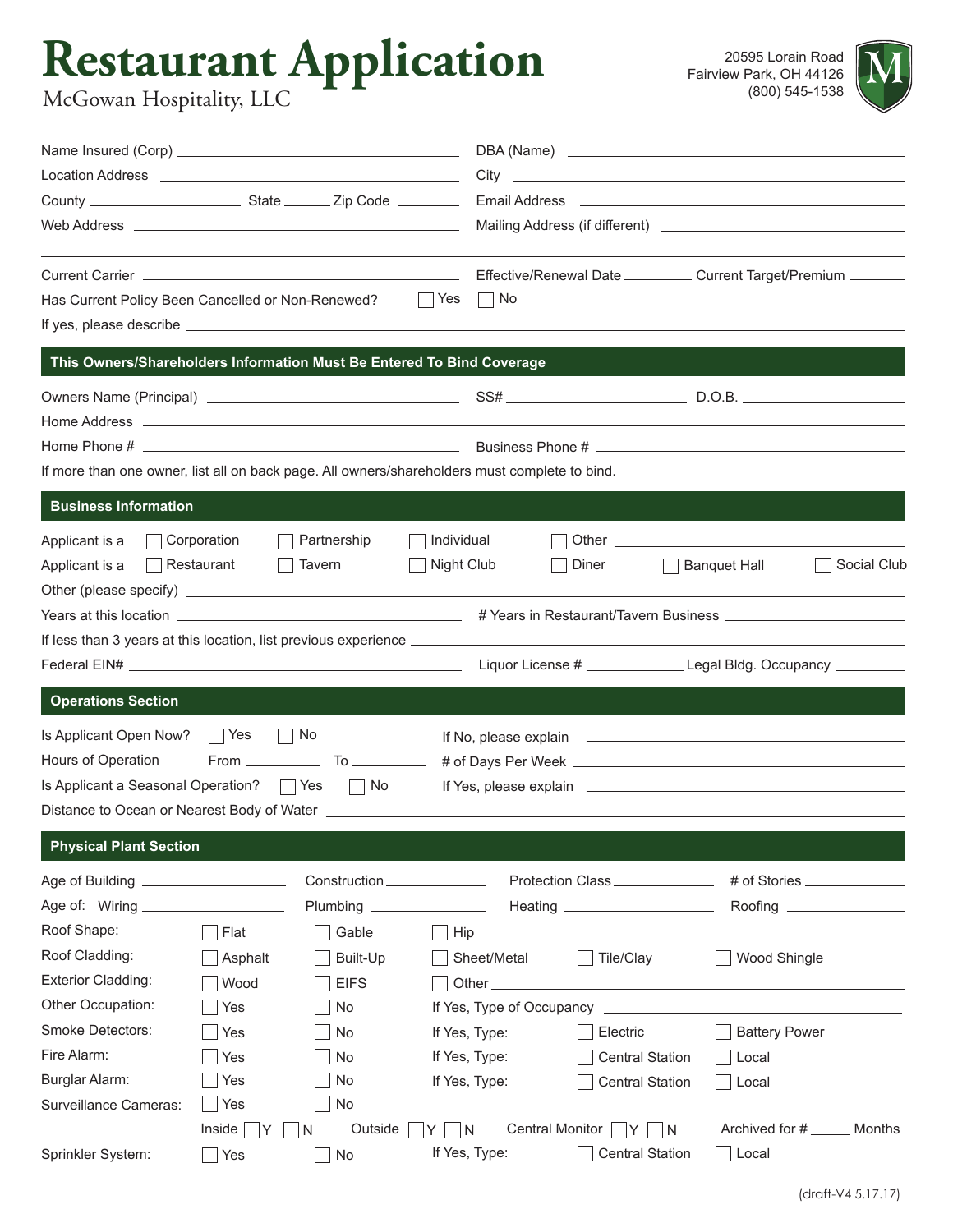# Restaurant Application

McGowan Hospitality, LLC

20595 Lorain Road
Fairview Park, OH 44126
(800) 545-1538

Name Insured (Corp) ______________________ DBA (Name) ______________________

Location Address ______________________ City ______________________

County ____________ State ______ Zip Code ________ Email Address ______________________

Web Address ______________________ Mailing Address (if different) ______________________

Current Carrier ______________________ Effective/Renewal Date __________ Current Target/Premium ________

Has Current Policy Been Cancelled or Non-Renewed? ☐ Yes ☐ No

If yes, please describe ______________________

## This Owners/Shareholders Information Must Be Entered To Bind Coverage

Owners Name (Principal) ______________________ SS# ______________ D.O.B. ______________

Home Address ______________________

Home Phone # ______________________ Business Phone # ______________________

If more than one owner, list all on back page. All owners/shareholders must complete to bind.

## Business Information

Applicant is a ☐ Corporation ☐ Partnership ☐ Individual ☐ Other ______________________

Applicant is a ☐ Restaurant ☐ Tavern ☐ Night Club ☐ Diner ☐ Banquet Hall ☐ Social Club

Other (please specify) ______________________

Years at this location ______________________ # Years in Restaurant/Tavern Business ______________________

If less than 3 years at this location, list previous experience ______________________

Federal EIN# ______________________ Liquor License # ______________ Legal Bldg. Occupancy ____________

## Operations Section

Is Applicant Open Now? ☐ Yes ☐ No If No, please explain ______________________

Hours of Operation From __________ To __________ # of Days Per Week ______________________

Is Applicant a Seasonal Operation? ☐ Yes ☐ No If Yes, please explain ______________________

Distance to Ocean or Nearest Body of Water ______________________

## Physical Plant Section

Age of Building ______________ Construction ______________ Protection Class ______________ # of Stories ______________

Age of: Wiring ______________ Plumbing ______________ Heating ______________ Roofing ______________

Roof Shape: ☐ Flat ☐ Gable ☐ Hip

Roof Cladding: ☐ Asphalt ☐ Built-Up ☐ Sheet/Metal ☐ Tile/Clay ☐ Wood Shingle

Exterior Cladding: ☐ Wood ☐ EIFS ☐ Other ______________________

Other Occupation: ☐ Yes ☐ No If Yes, Type of Occupancy ______________________

Smoke Detectors: ☐ Yes ☐ No If Yes, Type: ☐ Electric ☐ Battery Power

Fire Alarm: ☐ Yes ☐ No If Yes, Type: ☐ Central Station ☐ Local

Burglar Alarm: ☐ Yes ☐ No If Yes, Type: ☐ Central Station ☐ Local

Surveillance Cameras: ☐ Yes ☐ No

Inside ☐ Y ☐ N Outside ☐ Y ☐ N Central Monitor ☐ Y ☐ N Archived for # _____ Months

Sprinkler System: ☐ Yes ☐ No If Yes, Type: ☐ Central Station ☐ Local

(draft-V4 5.17.17)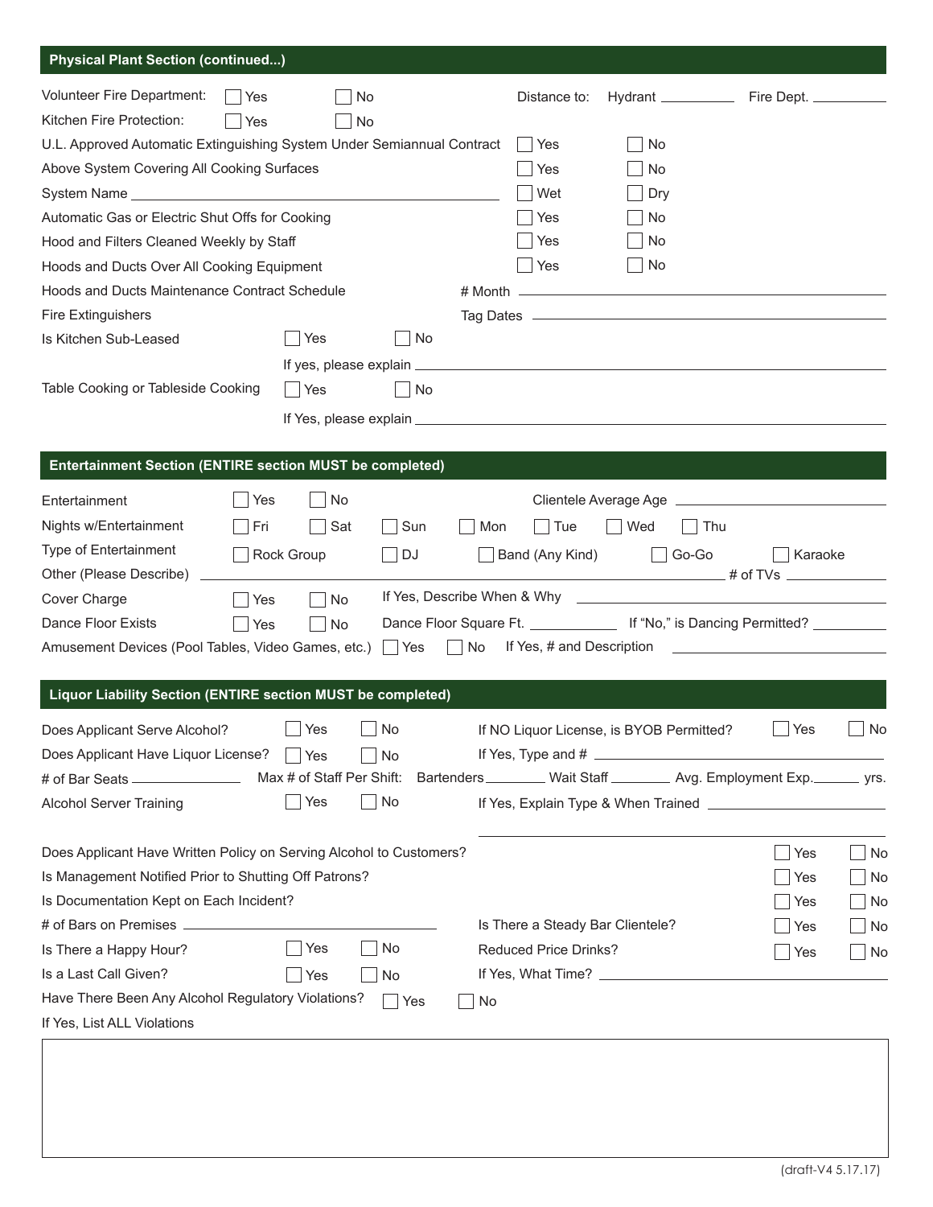## Physical Plant Section (continued...)

Volunteer Fire Department: ☐ Yes ☐ No    Distance to: Hydrant ________ Fire Dept. ________

Kitchen Fire Protection: ☐ Yes ☐ No

U.L. Approved Automatic Extinguishing System Under Semiannual Contract ☐ Yes ☐ No

Above System Covering All Cooking Surfaces ☐ Yes ☐ No

System Name ______________________________ ☐ Wet ☐ Dry

Automatic Gas or Electric Shut Offs for Cooking ☐ Yes ☐ No

Hood and Filters Cleaned Weekly by Staff ☐ Yes ☐ No

Hoods and Ducts Over All Cooking Equipment ☐ Yes ☐ No

Hoods and Ducts Maintenance Contract Schedule    # Month ______________________________

Fire Extinguishers    Tag Dates ______________________________

Is Kitchen Sub-Leased ☐ Yes ☐ No

If yes, please explain ______________________________

Table Cooking or Tableside Cooking ☐ Yes ☐ No

If Yes, please explain ______________________________

## Entertainment Section (ENTIRE section MUST be completed)

Entertainment ☐ Yes ☐ No    Clientele Average Age ______________________________

Nights w/Entertainment ☐ Fri ☐ Sat ☐ Sun ☐ Mon ☐ Tue ☐ Wed ☐ Thu

Type of Entertainment ☐ Rock Group ☐ DJ ☐ Band (Any Kind) ☐ Go-Go ☐ Karaoke

Other (Please Describe) ______________________________ # of TVs ________

Cover Charge ☐ Yes ☐ No    If Yes, Describe When & Why ______________________________

Dance Floor Exists ☐ Yes ☐ No    Dance Floor Square Ft. ________ If "No," is Dancing Permitted? ________

Amusement Devices (Pool Tables, Video Games, etc.) ☐ Yes ☐ No    If Yes, # and Description ______________________________

## Liquor Liability Section (ENTIRE section MUST be completed)

Does Applicant Serve Alcohol? ☐ Yes ☐ No    If NO Liquor License, is BYOB Permitted? ☐ Yes ☐ No

Does Applicant Have Liquor License? ☐ Yes ☐ No    If Yes, Type and # ______________________________

# of Bar Seats ________    Max # of Staff Per Shift: Bartenders ________ Wait Staff ________ Avg. Employment Exp. ________ yrs.

Alcohol Server Training ☐ Yes ☐ No    If Yes, Explain Type & When Trained ______________________________

______________________________

Does Applicant Have Written Policy on Serving Alcohol to Customers? ☐ Yes ☐ No

Is Management Notified Prior to Shutting Off Patrons? ☐ Yes ☐ No

Is Documentation Kept on Each Incident? ☐ Yes ☐ No

# of Bars on Premises ______________________________    Is There a Steady Bar Clientele? ☐ Yes ☐ No

Is There a Happy Hour? ☐ Yes ☐ No    Reduced Price Drinks? ☐ Yes ☐ No

Is a Last Call Given? ☐ Yes ☐ No    If Yes, What Time? ______________________________

Have There Been Any Alcohol Regulatory Violations? ☐ Yes ☐ No

If Yes, List ALL Violations

| |
|---|
| |

(draft-V4 5.17.17)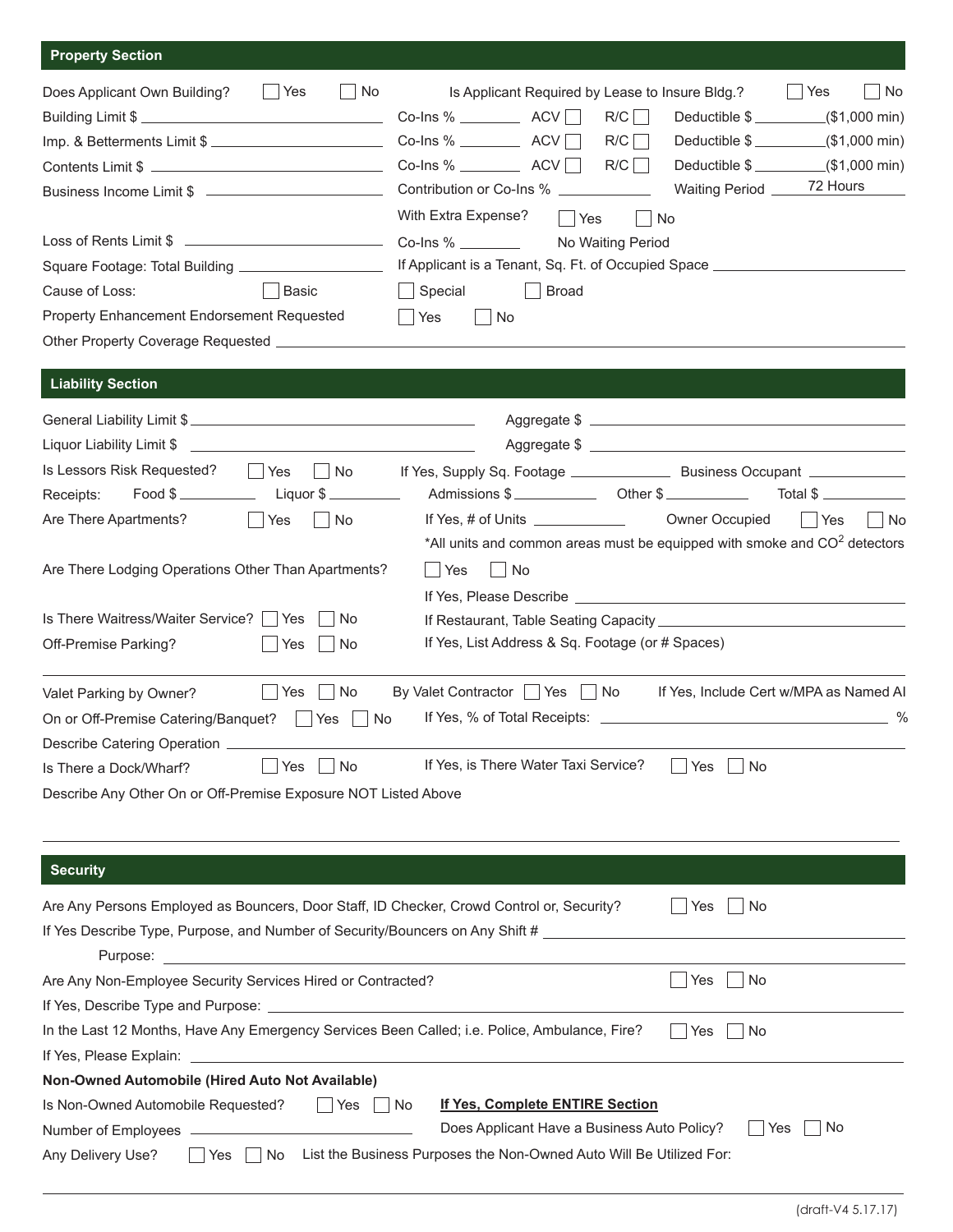## Property Section

Does Applicant Own Building? ☐ Yes ☐ No Is Applicant Required by Lease to Insure Bldg.? ☐ Yes ☐ No

Building Limit $ ____________ Co-Ins % ________ ACV ☐ R/C ☐ Deductible $ ________($1,000 min)

Imp. & Betterments Limit $ ____________ Co-Ins % ________ ACV ☐ R/C ☐ Deductible $ ________($1,000 min)

Contents Limit $ ____________ Co-Ins % ________ ACV ☐ R/C ☐ Deductible $ ________($1,000 min)

Business Income Limit $ ____________ Contribution or Co-Ins % ________ Waiting Period 72 Hours

With Extra Expense? ☐ Yes ☐ No

Loss of Rents Limit $ ____________ Co-Ins % ________ No Waiting Period

Square Footage: Total Building ____________ If Applicant is a Tenant, Sq. Ft. of Occupied Space ____________

Cause of Loss: ☐ Basic ☐ Special ☐ Broad

Property Enhancement Endorsement Requested ☐ Yes ☐ No

Other Property Coverage Requested ____________

## Liability Section

General Liability Limit $ ____________ Aggregate $ ____________

Liquor Liability Limit $ ____________ Aggregate $ ____________

Is Lessors Risk Requested? ☐ Yes ☐ No If Yes, Supply Sq. Footage ________ Business Occupant ________

Receipts: Food $ ________ Liquor $ ________ Admissions $ ________ Other $ ________ Total $ ________

Are There Apartments? ☐ Yes ☐ No If Yes, # of Units ________ Owner Occupied ☐ Yes ☐ No

*All units and common areas must be equipped with smoke and $CO^2$ detectors

Are There Lodging Operations Other Than Apartments? ☐ Yes ☐ No

If Yes, Please Describe ____________

Is There Waitress/Waiter Service? ☐ Yes ☐ No If Restaurant, Table Seating Capacity ____________

Off-Premise Parking? ☐ Yes ☐ No If Yes, List Address & Sq. Footage (or # Spaces)

Valet Parking by Owner? ☐ Yes ☐ No By Valet Contractor ☐ Yes ☐ No If Yes, Include Cert w/MPA as Named AI

On or Off-Premise Catering/Banquet? ☐ Yes ☐ No If Yes, % of Total Receipts: ____________ %

Describe Catering Operation ____________

Is There a Dock/Wharf? ☐ Yes ☐ No If Yes, is There Water Taxi Service? ☐ Yes ☐ No

Describe Any Other On or Off-Premise Exposure NOT Listed Above

____________

## Security

Are Any Persons Employed as Bouncers, Door Staff, ID Checker, Crowd Control or, Security? ☐ Yes ☐ No

If Yes Describe Type, Purpose, and Number of Security/Bouncers on Any Shift # ____________

Purpose: ____________

Are Any Non-Employee Security Services Hired or Contracted? ☐ Yes ☐ No

If Yes, Describe Type and Purpose: ____________

In the Last 12 Months, Have Any Emergency Services Been Called; i.e. Police, Ambulance, Fire? ☐ Yes ☐ No

If Yes, Please Explain: ____________

**Non-Owned Automobile (Hired Auto Not Available)**

Is Non-Owned Automobile Requested? ☐ Yes ☐ No **If Yes, Complete ENTIRE Section**

Number of Employees ____________ Does Applicant Have a Business Auto Policy? ☐ Yes ☐ No

Any Delivery Use? ☐ Yes ☐ No List the Business Purposes the Non-Owned Auto Will Be Utilized For:

____________

(draft-V4 5.17.17)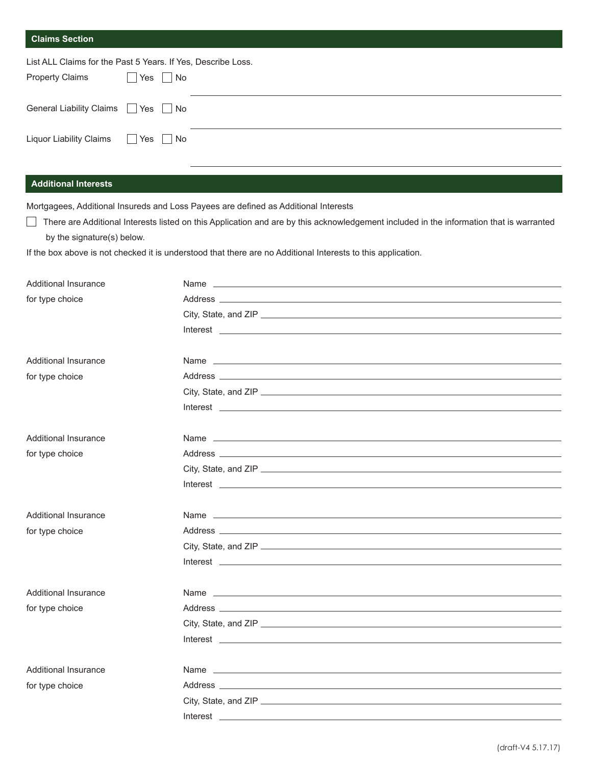## Claims Section

List ALL Claims for the Past 5 Years. If Yes, Describe Loss.

Property Claims ☐ Yes ☐ No \_\_\_\_\_\_\_\_\_\_\_\_\_\_\_\_\_\_\_\_

General Liability Claims ☐ Yes ☐ No \_\_\_\_\_\_\_\_\_\_\_\_\_\_\_\_\_\_\_\_

Liquor Liability Claims ☐ Yes ☐ No \_\_\_\_\_\_\_\_\_\_\_\_\_\_\_\_\_\_\_\_

## Additional Interests

Mortgagees, Additional Insureds and Loss Payees are defined as Additional Interests

☐ There are Additional Interests listed on this Application and are by this acknowledgement included in the information that is warranted by the signature(s) below.

If the box above is not checked it is understood that there are no Additional Interests to this application.

Additional Insurance for type choice

Name \_\_\_\_\_\_\_\_\_\_\_\_\_\_\_\_\_\_\_\_
Address \_\_\_\_\_\_\_\_\_\_\_\_\_\_\_\_\_\_\_\_
City, State, and ZIP \_\_\_\_\_\_\_\_\_\_\_\_\_\_\_\_\_\_\_\_
Interest \_\_\_\_\_\_\_\_\_\_\_\_\_\_\_\_\_\_\_\_

Additional Insurance for type choice

Name \_\_\_\_\_\_\_\_\_\_\_\_\_\_\_\_\_\_\_\_
Address \_\_\_\_\_\_\_\_\_\_\_\_\_\_\_\_\_\_\_\_
City, State, and ZIP \_\_\_\_\_\_\_\_\_\_\_\_\_\_\_\_\_\_\_\_
Interest \_\_\_\_\_\_\_\_\_\_\_\_\_\_\_\_\_\_\_\_

Additional Insurance for type choice

Name \_\_\_\_\_\_\_\_\_\_\_\_\_\_\_\_\_\_\_\_
Address \_\_\_\_\_\_\_\_\_\_\_\_\_\_\_\_\_\_\_\_
City, State, and ZIP \_\_\_\_\_\_\_\_\_\_\_\_\_\_\_\_\_\_\_\_
Interest \_\_\_\_\_\_\_\_\_\_\_\_\_\_\_\_\_\_\_\_

Additional Insurance for type choice

Name \_\_\_\_\_\_\_\_\_\_\_\_\_\_\_\_\_\_\_\_
Address \_\_\_\_\_\_\_\_\_\_\_\_\_\_\_\_\_\_\_\_
City, State, and ZIP \_\_\_\_\_\_\_\_\_\_\_\_\_\_\_\_\_\_\_\_
Interest \_\_\_\_\_\_\_\_\_\_\_\_\_\_\_\_\_\_\_\_

Additional Insurance for type choice

Name \_\_\_\_\_\_\_\_\_\_\_\_\_\_\_\_\_\_\_\_
Address \_\_\_\_\_\_\_\_\_\_\_\_\_\_\_\_\_\_\_\_
City, State, and ZIP \_\_\_\_\_\_\_\_\_\_\_\_\_\_\_\_\_\_\_\_
Interest \_\_\_\_\_\_\_\_\_\_\_\_\_\_\_\_\_\_\_\_

Additional Insurance for type choice

Name \_\_\_\_\_\_\_\_\_\_\_\_\_\_\_\_\_\_\_\_
Address \_\_\_\_\_\_\_\_\_\_\_\_\_\_\_\_\_\_\_\_
City, State, and ZIP \_\_\_\_\_\_\_\_\_\_\_\_\_\_\_\_\_\_\_\_
Interest \_\_\_\_\_\_\_\_\_\_\_\_\_\_\_\_\_\_\_\_

(draft-V4 5.17.17)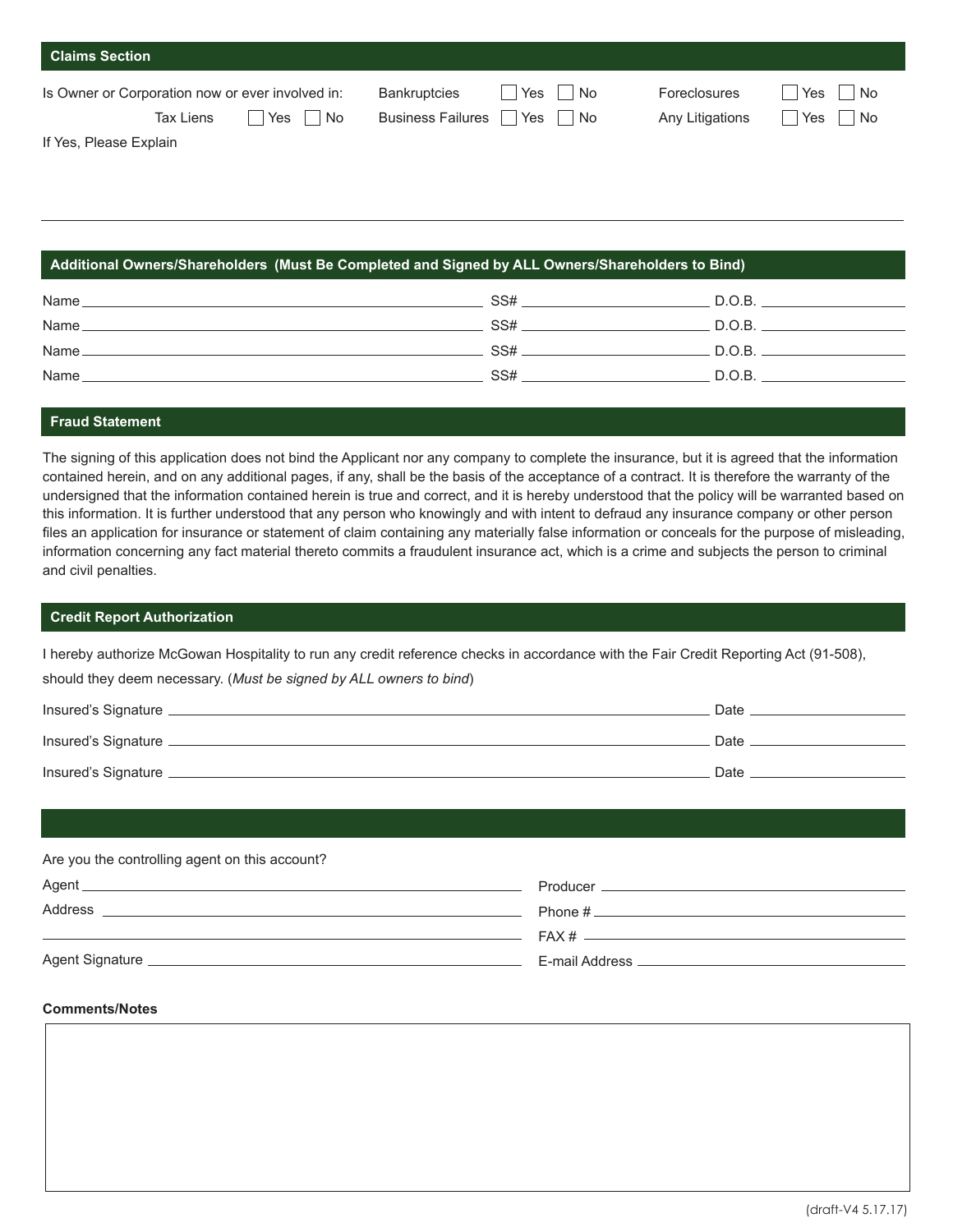## Claims Section

Is Owner or Corporation now or ever involved in:

| | | | |
|---|---|---|---|
| Bankruptcies | ☐ Yes ☐ No | Foreclosures | ☐ Yes ☐ No |
| Tax Liens | ☐ Yes ☐ No | Business Failures | ☐ Yes ☐ No |
| Any Litigations | ☐ Yes ☐ No | | |

If Yes, Please Explain

______________________________________________

## Additional Owners/Shareholders (Must Be Completed and Signed by ALL Owners/Shareholders to Bind)

Name ______________________ SS# ______________ D.O.B. ______________

Name ______________________ SS# ______________ D.O.B. ______________

Name ______________________ SS# ______________ D.O.B. ______________

Name ______________________ SS# ______________ D.O.B. ______________

## Fraud Statement

The signing of this application does not bind the Applicant nor any company to complete the insurance, but it is agreed that the information contained herein, and on any additional pages, if any, shall be the basis of the acceptance of a contract. It is therefore the warranty of the undersigned that the information contained herein is true and correct, and it is hereby understood that the policy will be warranted based on this information. It is further understood that any person who knowingly and with intent to defraud any insurance company or other person files an application for insurance or statement of claim containing any materially false information or conceals for the purpose of misleading, information concerning any fact material thereto commits a fraudulent insurance act, which is a crime and subjects the person to criminal and civil penalties.

## Credit Report Authorization

I hereby authorize McGowan Hospitality to run any credit reference checks in accordance with the Fair Credit Reporting Act (91-508), should they deem necessary. (*Must be signed by ALL owners to bind*)

Insured's Signature ______________________ Date ______________

Insured's Signature ______________________ Date ______________

Insured's Signature ______________________ Date ______________

Are you the controlling agent on this account?

Agent ______________________ Producer ______________________

Address ______________________ Phone # ______________________

______________________ FAX # ______________________

Agent Signature ______________________ E-mail Address ______________________

**Comments/Notes**

| |
|---|
| |

(draft-V4 5.17.17)